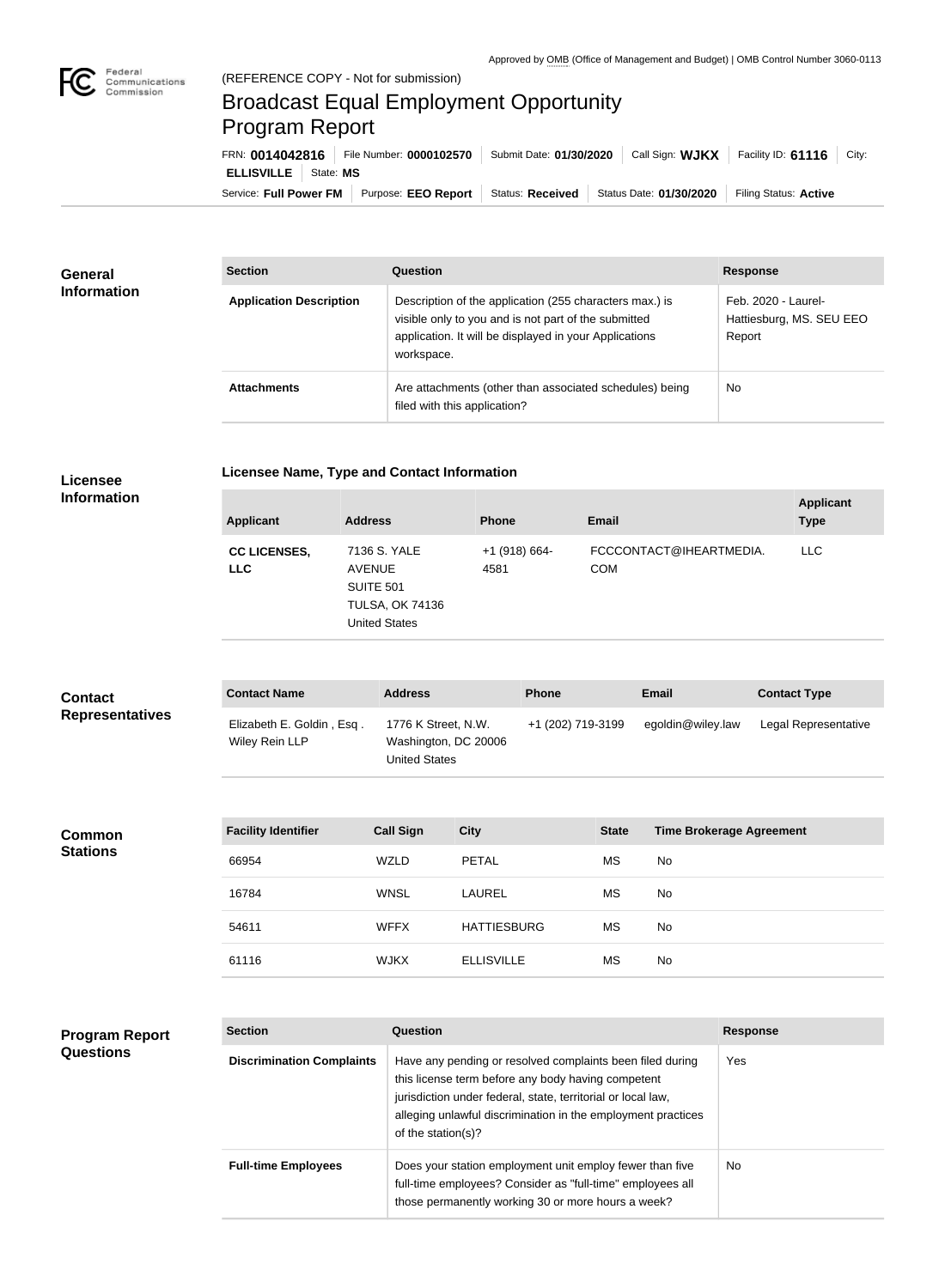Approved by OMB (Office of Management and Budget) | OMB Control Number 3060-0113

(REFERENCE COPY - Not for submission)

# Broadcast Equal Employment Opportunity Program Report

FRN: **0014042816** | File Number: **0000102570** | Submit Date: **01/30/2020** | Call Sign: **WJKX** | Facility ID: **61116** | City: **ELLISVILLE** | State: **MS**

Service: **Full Power FM** | Purpose: **EEO Report** | Status: **Received** | Status Date: **01/30/2020** | Filing Status: **Active**

## General Information

| Section | Question | Response |
|---|---|---|
| **Application Description** | Description of the application (255 characters max.) is visible only to you and is not part of the submitted application. It will be displayed in your Applications workspace. | Feb. 2020 - Laurel-Hattiesburg, MS. SEU EEO Report |
| **Attachments** | Are attachments (other than associated schedules) being filed with this application? | No |

## Licensee Information

### Licensee Name, Type and Contact Information

| Applicant | Address | Phone | Email | Applicant Type |
|---|---|---|---|---|
| **CC LICENSES, LLC** | 7136 S. YALE AVENUE SUITE 501 TULSA, OK 74136 United States | +1 (918) 664-4581 | FCCCONTACT@IHEARTMEDIA.COM | LLC |

## Contact Representatives

| Contact Name | Address | Phone | Email | Contact Type |
|---|---|---|---|---|
| Elizabeth E. Goldin , Esq . Wiley Rein LLP | 1776 K Street, N.W. Washington, DC 20006 United States | +1 (202) 719-3199 | egoldin@wiley.law | Legal Representative |

## Common Stations

| Facility Identifier | Call Sign | City | State | Time Brokerage Agreement |
|---|---|---|---|---|
| 66954 | WZLD | PETAL | MS | No |
| 16784 | WNSL | LAUREL | MS | No |
| 54611 | WFFX | HATTIESBURG | MS | No |
| 61116 | WJKX | ELLISVILLE | MS | No |

## Program Report Questions

| Section | Question | Response |
|---|---|---|
| **Discrimination Complaints** | Have any pending or resolved complaints been filed during this license term before any body having competent jurisdiction under federal, state, territorial or local law, alleging unlawful discrimination in the employment practices of the station(s)? | Yes |
| **Full-time Employees** | Does your station employment unit employ fewer than five full-time employees? Consider as "full-time" employees all those permanently working 30 or more hours a week? | No |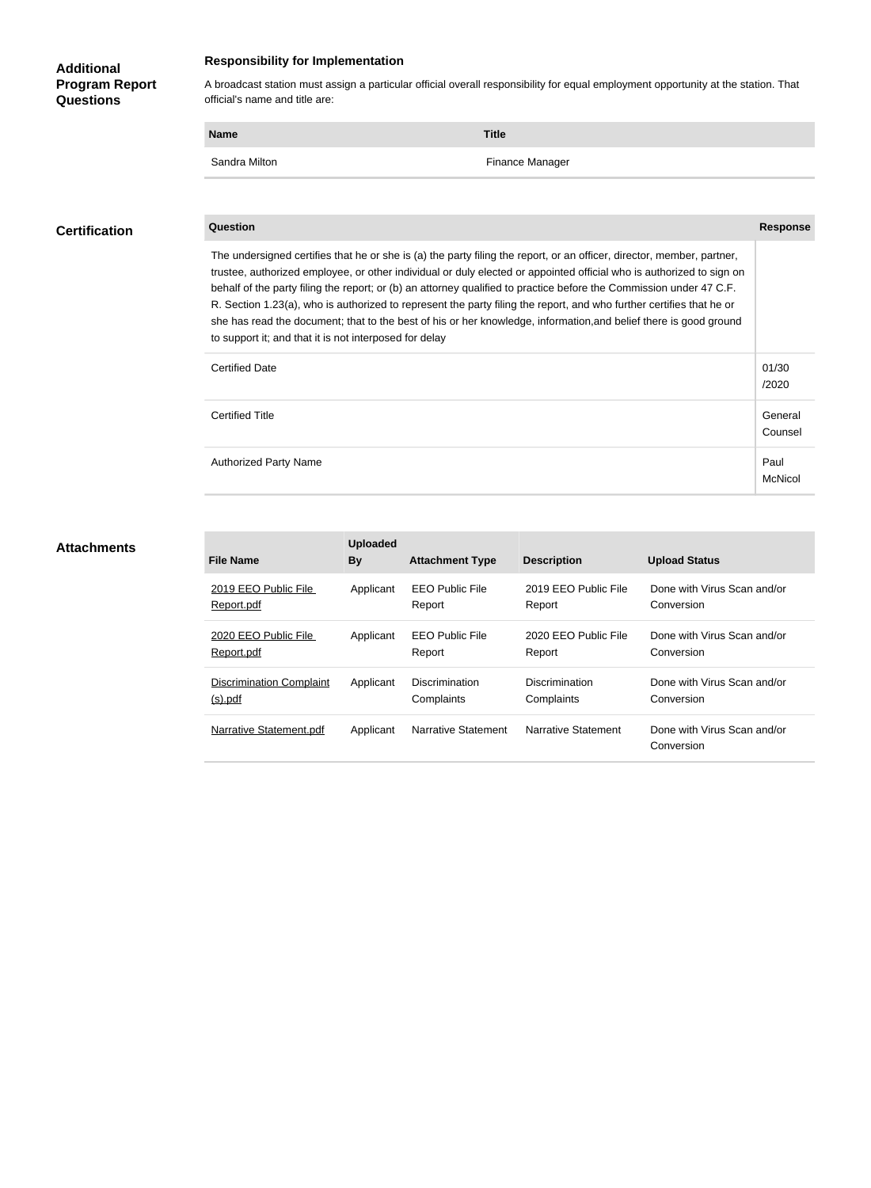## Additional Program Report Questions

**Responsibility for Implementation**

A broadcast station must assign a particular official overall responsibility for equal employment opportunity at the station. That official's name and title are:

| Name | Title |
| --- | --- |
| Sandra Milton | Finance Manager |

## Certification

| Question | Response |
| --- | --- |
| The undersigned certifies that he or she is (a) the party filing the report, or an officer, director, member, partner, trustee, authorized employee, or other individual or duly elected or appointed official who is authorized to sign on behalf of the party filing the report; or (b) an attorney qualified to practice before the Commission under 47 C.F. R. Section 1.23(a), who is authorized to represent the party filing the report, and who further certifies that he or she has read the document; that to the best of his or her knowledge, information,and belief there is good ground to support it; and that it is not interposed for delay | |
| Certified Date | 01/30/2020 |
| Certified Title | General Counsel |
| Authorized Party Name | Paul McNicol |

## Attachments

| File Name | Uploaded By | Attachment Type | Description | Upload Status |
| --- | --- | --- | --- | --- |
| 2019 EEO Public File Report.pdf | Applicant | EEO Public File Report | 2019 EEO Public File Report | Done with Virus Scan and/or Conversion |
| 2020 EEO Public File Report.pdf | Applicant | EEO Public File Report | 2020 EEO Public File Report | Done with Virus Scan and/or Conversion |
| Discrimination Complaint (s).pdf | Applicant | Discrimination Complaints | Discrimination Complaints | Done with Virus Scan and/or Conversion |
| Narrative Statement.pdf | Applicant | Narrative Statement | Narrative Statement | Done with Virus Scan and/or Conversion |